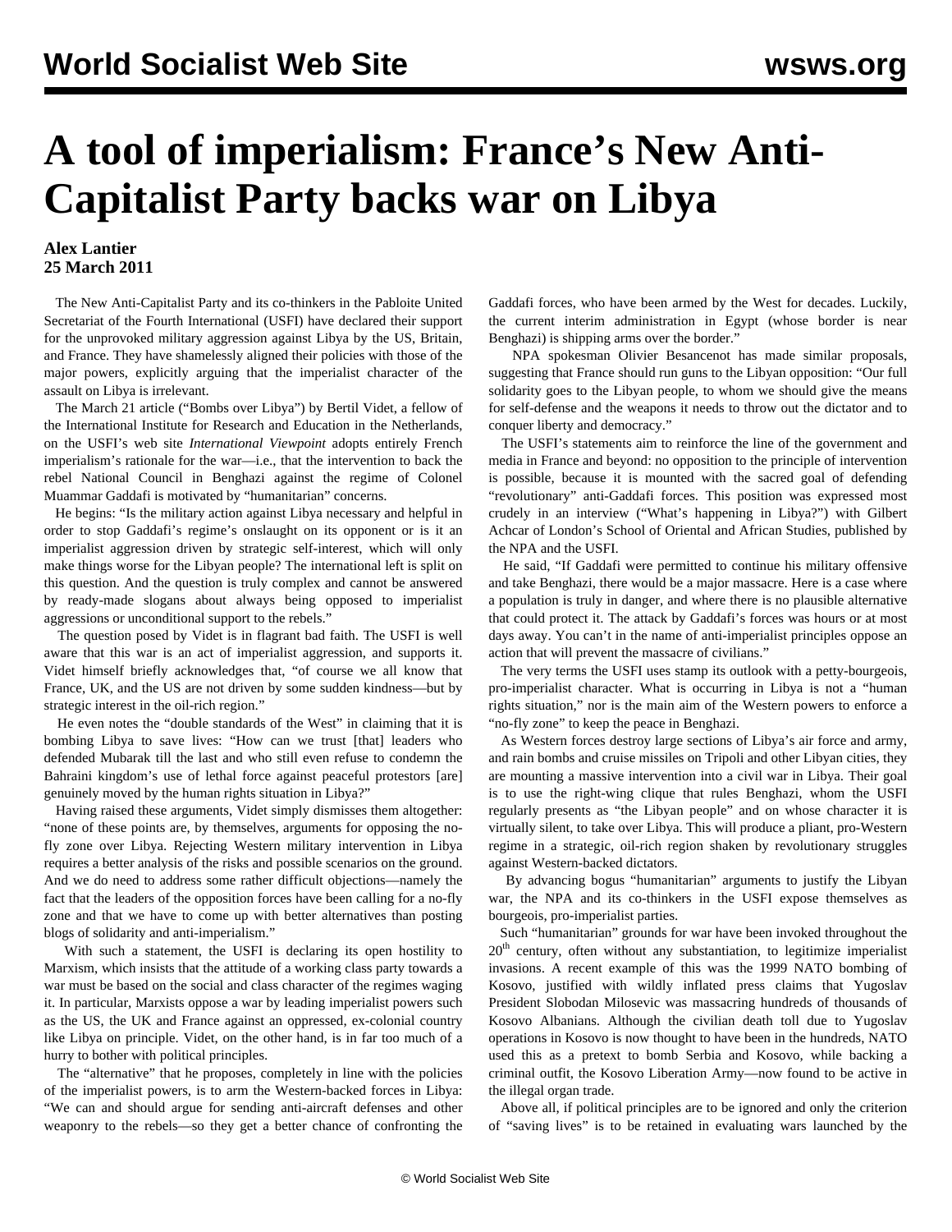# A tool of imperialism: France's New Anti-Capitalist Party backs war on Libya

**Alex Lantier**
**25 March 2011**

The New Anti-Capitalist Party and its co-thinkers in the Pabloite United Secretariat of the Fourth International (USFI) have declared their support for the unprovoked military aggression against Libya by the US, Britain, and France. They have shamelessly aligned their policies with those of the major powers, explicitly arguing that the imperialist character of the assault on Libya is irrelevant.

The March 21 article ("Bombs over Libya") by Bertil Videt, a fellow of the International Institute for Research and Education in the Netherlands, on the USFI's web site *International Viewpoint* adopts entirely French imperialism's rationale for the war—i.e., that the intervention to back the rebel National Council in Benghazi against the regime of Colonel Muammar Gaddafi is motivated by "humanitarian" concerns.

He begins: "Is the military action against Libya necessary and helpful in order to stop Gaddafi's regime's onslaught on its opponent or is it an imperialist aggression driven by strategic self-interest, which will only make things worse for the Libyan people? The international left is split on this question. And the question is truly complex and cannot be answered by ready-made slogans about always being opposed to imperialist aggressions or unconditional support to the rebels."

The question posed by Videt is in flagrant bad faith. The USFI is well aware that this war is an act of imperialist aggression, and supports it. Videt himself briefly acknowledges that, "of course we all know that France, UK, and the US are not driven by some sudden kindness—but by strategic interest in the oil-rich region."

He even notes the "double standards of the West" in claiming that it is bombing Libya to save lives: "How can we trust [that] leaders who defended Mubarak till the last and who still even refuse to condemn the Bahraini kingdom's use of lethal force against peaceful protestors [are] genuinely moved by the human rights situation in Libya?"

Having raised these arguments, Videt simply dismisses them altogether: "none of these points are, by themselves, arguments for opposing the no-fly zone over Libya. Rejecting Western military intervention in Libya requires a better analysis of the risks and possible scenarios on the ground. And we do need to address some rather difficult objections—namely the fact that the leaders of the opposition forces have been calling for a no-fly zone and that we have to come up with better alternatives than posting blogs of solidarity and anti-imperialism."

With such a statement, the USFI is declaring its open hostility to Marxism, which insists that the attitude of a working class party towards a war must be based on the social and class character of the regimes waging it. In particular, Marxists oppose a war by leading imperialist powers such as the US, the UK and France against an oppressed, ex-colonial country like Libya on principle. Videt, on the other hand, is in far too much of a hurry to bother with political principles.

The "alternative" that he proposes, completely in line with the policies of the imperialist powers, is to arm the Western-backed forces in Libya: "We can and should argue for sending anti-aircraft defenses and other weaponry to the rebels—so they get a better chance of confronting the Gaddafi forces, who have been armed by the West for decades. Luckily, the current interim administration in Egypt (whose border is near Benghazi) is shipping arms over the border."

NPA spokesman Olivier Besancenot has made similar proposals, suggesting that France should run guns to the Libyan opposition: "Our full solidarity goes to the Libyan people, to whom we should give the means for self-defense and the weapons it needs to throw out the dictator and to conquer liberty and democracy."

The USFI's statements aim to reinforce the line of the government and media in France and beyond: no opposition to the principle of intervention is possible, because it is mounted with the sacred goal of defending "revolutionary" anti-Gaddafi forces. This position was expressed most crudely in an interview ("What's happening in Libya?") with Gilbert Achcar of London's School of Oriental and African Studies, published by the NPA and the USFI.

He said, "If Gaddafi were permitted to continue his military offensive and take Benghazi, there would be a major massacre. Here is a case where a population is truly in danger, and where there is no plausible alternative that could protect it. The attack by Gaddafi's forces was hours or at most days away. You can't in the name of anti-imperialist principles oppose an action that will prevent the massacre of civilians."

The very terms the USFI uses stamp its outlook with a petty-bourgeois, pro-imperialist character. What is occurring in Libya is not a "human rights situation," nor is the main aim of the Western powers to enforce a "no-fly zone" to keep the peace in Benghazi.

As Western forces destroy large sections of Libya's air force and army, and rain bombs and cruise missiles on Tripoli and other Libyan cities, they are mounting a massive intervention into a civil war in Libya. Their goal is to use the right-wing clique that rules Benghazi, whom the USFI regularly presents as "the Libyan people" and on whose character it is virtually silent, to take over Libya. This will produce a pliant, pro-Western regime in a strategic, oil-rich region shaken by revolutionary struggles against Western-backed dictators.

By advancing bogus "humanitarian" arguments to justify the Libyan war, the NPA and its co-thinkers in the USFI expose themselves as bourgeois, pro-imperialist parties.

Such "humanitarian" grounds for war have been invoked throughout the 20th century, often without any substantiation, to legitimize imperialist invasions. A recent example of this was the 1999 NATO bombing of Kosovo, justified with wildly inflated press claims that Yugoslav President Slobodan Milosevic was massacring hundreds of thousands of Kosovo Albanians. Although the civilian death toll due to Yugoslav operations in Kosovo is now thought to have been in the hundreds, NATO used this as a pretext to bomb Serbia and Kosovo, while backing a criminal outfit, the Kosovo Liberation Army—now found to be active in the illegal organ trade.

Above all, if political principles are to be ignored and only the criterion of "saving lives" is to be retained in evaluating wars launched by the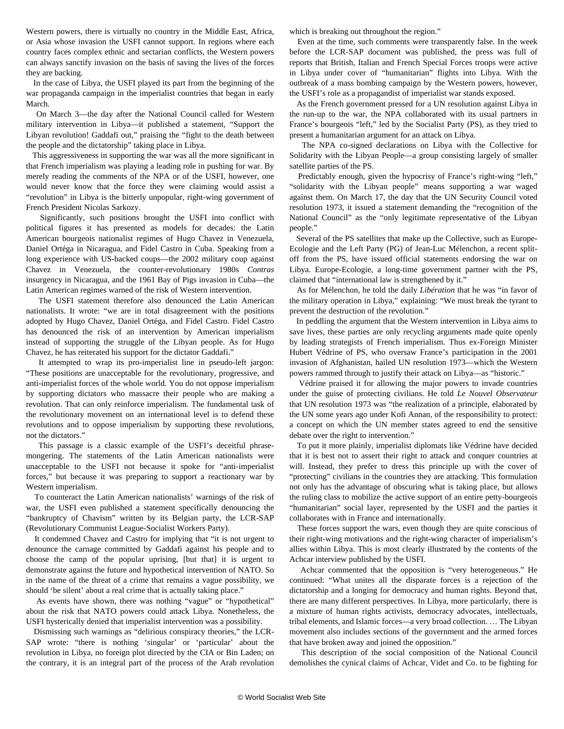Western powers, there is virtually no country in the Middle East, Africa, or Asia whose invasion the USFI cannot support. In regions where each country faces complex ethnic and sectarian conflicts, the Western powers can always sanctify invasion on the basis of saving the lives of the forces they are backing.

In the case of Libya, the USFI played its part from the beginning of the war propaganda campaign in the imperialist countries that began in early March.

On March 3—the day after the National Council called for Western military intervention in Libya—it published a statement, "Support the Libyan revolution! Gaddafi out," praising the "fight to the death between the people and the dictatorship" taking place in Libya.

This aggressiveness in supporting the war was all the more significant in that French imperialism was playing a leading role in pushing for war. By merely reading the comments of the NPA or of the USFI, however, one would never know that the force they were claiming would assist a "revolution" in Libya is the bitterly unpopular, right-wing government of French President Nicolas Sarkozy.

Significantly, such positions brought the USFI into conflict with political figures it has presented as models for decades: the Latin American bourgeois nationalist regimes of Hugo Chavez in Venezuela, Daniel Ortéga in Nicaragua, and Fidel Castro in Cuba. Speaking from a long experience with US-backed coups—the 2002 military coup against Chavez in Venezuela, the counter-revolutionary 1980s *Contras* insurgency in Nicaragua, and the 1961 Bay of Pigs invasion in Cuba—the Latin American regimes warned of the risk of Western intervention.

The USFI statement therefore also denounced the Latin American nationalists. It wrote: "we are in total disagreement with the positions adopted by Hugo Chavez, Daniel Ortéga, and Fidel Castro. Fidel Castro has denounced the risk of an intervention by American imperialism instead of supporting the struggle of the Libyan people. As for Hugo Chavez, he has reiterated his support for the dictator Gaddafi."

It attempted to wrap its pro-imperialist line in pseudo-left jargon: "These positions are unacceptable for the revolutionary, progressive, and anti-imperialist forces of the whole world. You do not oppose imperialism by supporting dictators who massacre their people who are making a revolution. That can only reinforce imperialism. The fundamental task of the revolutionary movement on an international level is to defend these revolutions and to oppose imperialism by supporting these revolutions, not the dictators."

This passage is a classic example of the USFI's deceitful phrase-mongering. The statements of the Latin American nationalists were unacceptable to the USFI not because it spoke for "anti-imperialist forces," but because it was preparing to support a reactionary war by Western imperialism.

To counteract the Latin American nationalists' warnings of the risk of war, the USFI even published a statement specifically denouncing the "bankruptcy of Chavism" written by its Belgian party, the LCR-SAP (Revolutionary Communist League-Socialist Workers Party).

It condemned Chavez and Castro for implying that "it is not urgent to denounce the carnage committed by Gaddafi against his people and to choose the camp of the popular uprising, [but that] it is urgent to demonstrate against the future and hypothetical intervention of NATO. So in the name of the threat of a crime that remains a vague possibility, we should 'be silent' about a real crime that is actually taking place."

As events have shown, there was nothing "vague" or "hypothetical" about the risk that NATO powers could attack Libya. Nonetheless, the USFI hysterically denied that imperialist intervention was a possibility.

Dismissing such warnings as "delirious conspiracy theories," the LCR-SAP wrote: "there is nothing 'singular' or 'particular' about the revolution in Libya, no foreign plot directed by the CIA or Bin Laden; on the contrary, it is an integral part of the process of the Arab revolution which is breaking out throughout the region."

Even at the time, such comments were transparently false. In the week before the LCR-SAP document was published, the press was full of reports that British, Italian and French Special Forces troops were active in Libya under cover of "humanitarian" flights into Libya. With the outbreak of a mass bombing campaign by the Western powers, however, the USFI's role as a propagandist of imperialist war stands exposed.

As the French government pressed for a UN resolution against Libya in the run-up to the war, the NPA collaborated with its usual partners in France's bourgeois "left," led by the Socialist Party (PS), as they tried to present a humanitarian argument for an attack on Libya.

The NPA co-signed declarations on Libya with the Collective for Solidarity with the Libyan People—a group consisting largely of smaller satellite parties of the PS.

Predictably enough, given the hypocrisy of France's right-wing "left," "solidarity with the Libyan people" means supporting a war waged against them. On March 17, the day that the UN Security Council voted resolution 1973, it issued a statement demanding the "recognition of the National Council" as the "only legitimate representative of the Libyan people."

Several of the PS satellites that make up the Collective, such as Europe-Ecologie and the Left Party (PG) of Jean-Luc Mélenchon, a recent split-off from the PS, have issued official statements endorsing the war on Libya. Europe-Ecologie, a long-time government partner with the PS, claimed that "international law is strengthened by it."

As for Mélenchon, he told the daily *Libération* that he was "in favor of the military operation in Libya," explaining: "We must break the tyrant to prevent the destruction of the revolution."

In peddling the argument that the Western intervention in Libya aims to save lives, these parties are only recycling arguments made quite openly by leading strategists of French imperialism. Thus ex-Foreign Minister Hubert Védrine of PS, who oversaw France's participation in the 2001 invasion of Afghanistan, hailed UN resolution 1973—which the Western powers rammed through to justify their attack on Libya—as "historic."

Védrine praised it for allowing the major powers to invade countries under the guise of protecting civilians. He told *Le Nouvel Observateur* that UN resolution 1973 was "the realization of a principle, elaborated by the UN some years ago under Kofi Annan, of the responsibility to protect: a concept on which the UN member states agreed to end the sensitive debate over the right to intervention."

To put it more plainly, imperialist diplomats like Védrine have decided that it is best not to assert their right to attack and conquer countries at will. Instead, they prefer to dress this principle up with the cover of "protecting" civilians in the countries they are attacking. This formulation not only has the advantage of obscuring what is taking place, but allows the ruling class to mobilize the active support of an entire petty-bourgeois "humanitarian" social layer, represented by the USFI and the parties it collaborates with in France and internationally.

These forces support the wars, even though they are quite conscious of their right-wing motivations and the right-wing character of imperialism's allies within Libya. This is most clearly illustrated by the contents of the Achcar interview published by the USFI.

Achcar commented that the opposition is "very heterogeneous." He continued: "What unites all the disparate forces is a rejection of the dictatorship and a longing for democracy and human rights. Beyond that, there are many different perspectives. In Libya, more particularly, there is a mixture of human rights activists, democracy advocates, intellectuals, tribal elements, and Islamic forces—a very broad collection. … The Libyan movement also includes sections of the government and the armed forces that have broken away and joined the opposition."

This description of the social composition of the National Council demolishes the cynical claims of Achcar, Videt and Co. to be fighting for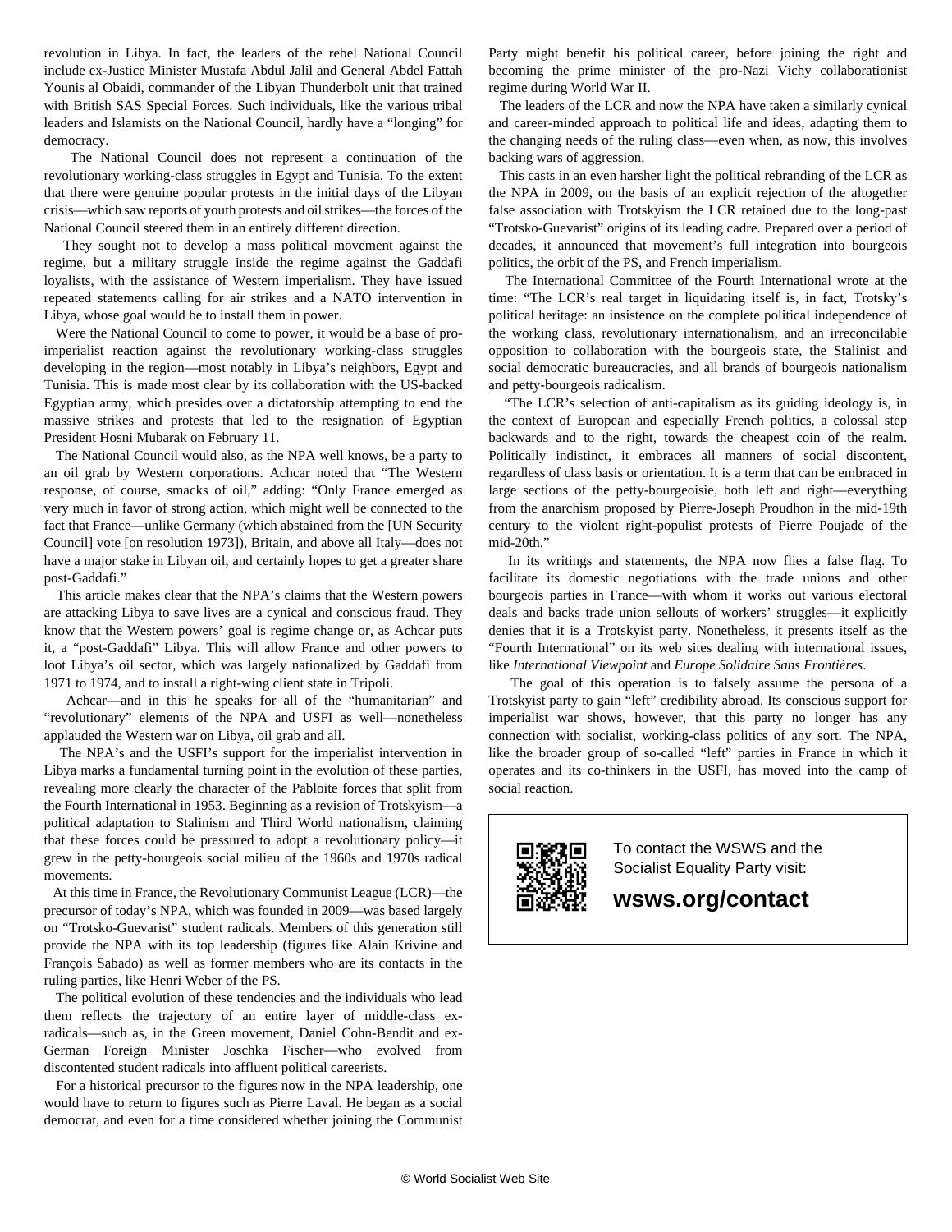revolution in Libya. In fact, the leaders of the rebel National Council include ex-Justice Minister Mustafa Abdul Jalil and General Abdel Fattah Younis al Obaidi, commander of the Libyan Thunderbolt unit that trained with British SAS Special Forces. Such individuals, like the various tribal leaders and Islamists on the National Council, hardly have a "longing" for democracy.

The National Council does not represent a continuation of the revolutionary working-class struggles in Egypt and Tunisia. To the extent that there were genuine popular protests in the initial days of the Libyan crisis—which saw reports of youth protests and oil strikes—the forces of the National Council steered them in an entirely different direction.

They sought not to develop a mass political movement against the regime, but a military struggle inside the regime against the Gaddafi loyalists, with the assistance of Western imperialism. They have issued repeated statements calling for air strikes and a NATO intervention in Libya, whose goal would be to install them in power.

Were the National Council to come to power, it would be a base of pro-imperialist reaction against the revolutionary working-class struggles developing in the region—most notably in Libya's neighbors, Egypt and Tunisia. This is made most clear by its collaboration with the US-backed Egyptian army, which presides over a dictatorship attempting to end the massive strikes and protests that led to the resignation of Egyptian President Hosni Mubarak on February 11.

The National Council would also, as the NPA well knows, be a party to an oil grab by Western corporations. Achcar noted that "The Western response, of course, smacks of oil," adding: "Only France emerged as very much in favor of strong action, which might well be connected to the fact that France—unlike Germany (which abstained from the [UN Security Council] vote [on resolution 1973]), Britain, and above all Italy—does not have a major stake in Libyan oil, and certainly hopes to get a greater share post-Gaddafi."

This article makes clear that the NPA's claims that the Western powers are attacking Libya to save lives are a cynical and conscious fraud. They know that the Western powers' goal is regime change or, as Achcar puts it, a "post-Gaddafi" Libya. This will allow France and other powers to loot Libya's oil sector, which was largely nationalized by Gaddafi from 1971 to 1974, and to install a right-wing client state in Tripoli.

Achcar—and in this he speaks for all of the "humanitarian" and "revolutionary" elements of the NPA and USFI as well—nonetheless applauded the Western war on Libya, oil grab and all.

The NPA's and the USFI's support for the imperialist intervention in Libya marks a fundamental turning point in the evolution of these parties, revealing more clearly the character of the Pabloite forces that split from the Fourth International in 1953. Beginning as a revision of Trotskyism—a political adaptation to Stalinism and Third World nationalism, claiming that these forces could be pressured to adopt a revolutionary policy—it grew in the petty-bourgeois social milieu of the 1960s and 1970s radical movements.

At this time in France, the Revolutionary Communist League (LCR)—the precursor of today's NPA, which was founded in 2009—was based largely on "Trotsko-Guevarist" student radicals. Members of this generation still provide the NPA with its top leadership (figures like Alain Krivine and François Sabado) as well as former members who are its contacts in the ruling parties, like Henri Weber of the PS.

The political evolution of these tendencies and the individuals who lead them reflects the trajectory of an entire layer of middle-class ex-radicals—such as, in the Green movement, Daniel Cohn-Bendit and ex-German Foreign Minister Joschka Fischer—who evolved from discontented student radicals into affluent political careerists.

For a historical precursor to the figures now in the NPA leadership, one would have to return to figures such as Pierre Laval. He began as a social democrat, and even for a time considered whether joining the Communist Party might benefit his political career, before joining the right and becoming the prime minister of the pro-Nazi Vichy collaborationist regime during World War II.

The leaders of the LCR and now the NPA have taken a similarly cynical and career-minded approach to political life and ideas, adapting them to the changing needs of the ruling class—even when, as now, this involves backing wars of aggression.

This casts in an even harsher light the political rebranding of the LCR as the NPA in 2009, on the basis of an explicit rejection of the altogether false association with Trotskyism the LCR retained due to the long-past "Trotsko-Guevarist" origins of its leading cadre. Prepared over a period of decades, it announced that movement's full integration into bourgeois politics, the orbit of the PS, and French imperialism.

The International Committee of the Fourth International wrote at the time: "The LCR's real target in liquidating itself is, in fact, Trotsky's political heritage: an insistence on the complete political independence of the working class, revolutionary internationalism, and an irreconcilable opposition to collaboration with the bourgeois state, the Stalinist and social democratic bureaucracies, and all brands of bourgeois nationalism and petty-bourgeois radicalism.

"The LCR's selection of anti-capitalism as its guiding ideology is, in the context of European and especially French politics, a colossal step backwards and to the right, towards the cheapest coin of the realm. Politically indistinct, it embraces all manners of social discontent, regardless of class basis or orientation. It is a term that can be embraced in large sections of the petty-bourgeoisie, both left and right—everything from the anarchism proposed by Pierre-Joseph Proudhon in the mid-19th century to the violent right-populist protests of Pierre Poujade of the mid-20th."

In its writings and statements, the NPA now flies a false flag. To facilitate its domestic negotiations with the trade unions and other bourgeois parties in France—with whom it works out various electoral deals and backs trade union sellouts of workers' struggles—it explicitly denies that it is a Trotskyist party. Nonetheless, it presents itself as the "Fourth International" on its web sites dealing with international issues, like *International Viewpoint* and *Europe Solidaire Sans Frontières*.

The goal of this operation is to falsely assume the persona of a Trotskyist party to gain "left" credibility abroad. Its conscious support for imperialist war shows, however, that this party no longer has any connection with socialist, working-class politics of any sort. The NPA, like the broader group of so-called "left" parties in France in which it operates and its co-thinkers in the USFI, has moved into the camp of social reaction.

To contact the WSWS and the Socialist Equality Party visit:

**wsws.org/contact**